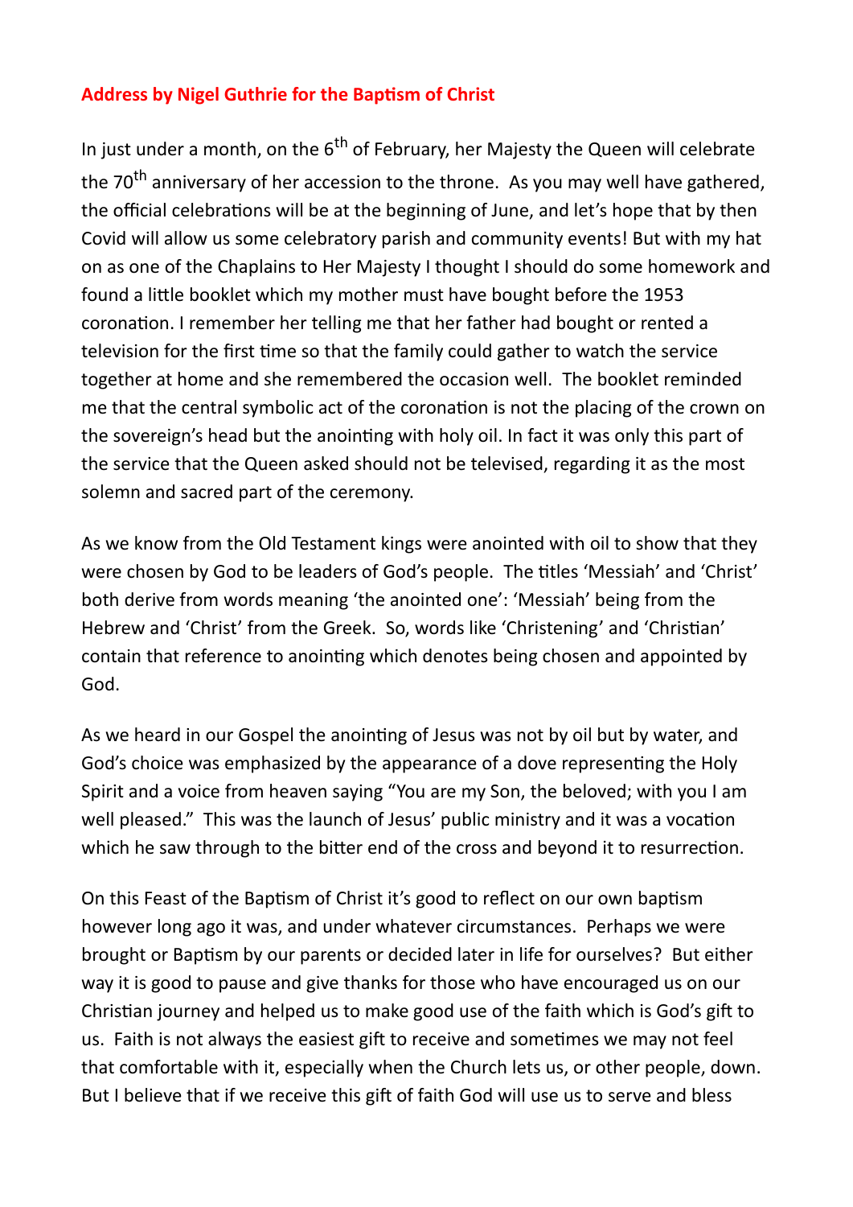# Address by Nigel Guthrie for the Baptism of Christ

In just under a month, on the 6th of February, her Majesty the Queen will celebrate the 70th anniversary of her accession to the throne. As you may well have gathered, the official celebrations will be at the beginning of June, and let's hope that by then Covid will allow us some celebratory parish and community events! But with my hat on as one of the Chaplains to Her Majesty I thought I should do some homework and found a little booklet which my mother must have bought before the 1953 coronation. I remember her telling me that her father had bought or rented a television for the first time so that the family could gather to watch the service together at home and she remembered the occasion well. The booklet reminded me that the central symbolic act of the coronation is not the placing of the crown on the sovereign's head but the anointing with holy oil. In fact it was only this part of the service that the Queen asked should not be televised, regarding it as the most solemn and sacred part of the ceremony.

As we know from the Old Testament kings were anointed with oil to show that they were chosen by God to be leaders of God's people. The titles 'Messiah' and 'Christ' both derive from words meaning 'the anointed one': 'Messiah' being from the Hebrew and 'Christ' from the Greek. So, words like 'Christening' and 'Christian' contain that reference to anointing which denotes being chosen and appointed by God.

As we heard in our Gospel the anointing of Jesus was not by oil but by water, and God's choice was emphasized by the appearance of a dove representing the Holy Spirit and a voice from heaven saying "You are my Son, the beloved; with you I am well pleased." This was the launch of Jesus' public ministry and it was a vocation which he saw through to the bitter end of the cross and beyond it to resurrection.

On this Feast of the Baptism of Christ it's good to reflect on our own baptism however long ago it was, and under whatever circumstances. Perhaps we were brought or Baptism by our parents or decided later in life for ourselves? But either way it is good to pause and give thanks for those who have encouraged us on our Christian journey and helped us to make good use of the faith which is God's gift to us. Faith is not always the easiest gift to receive and sometimes we may not feel that comfortable with it, especially when the Church lets us, or other people, down. But I believe that if we receive this gift of faith God will use us to serve and bless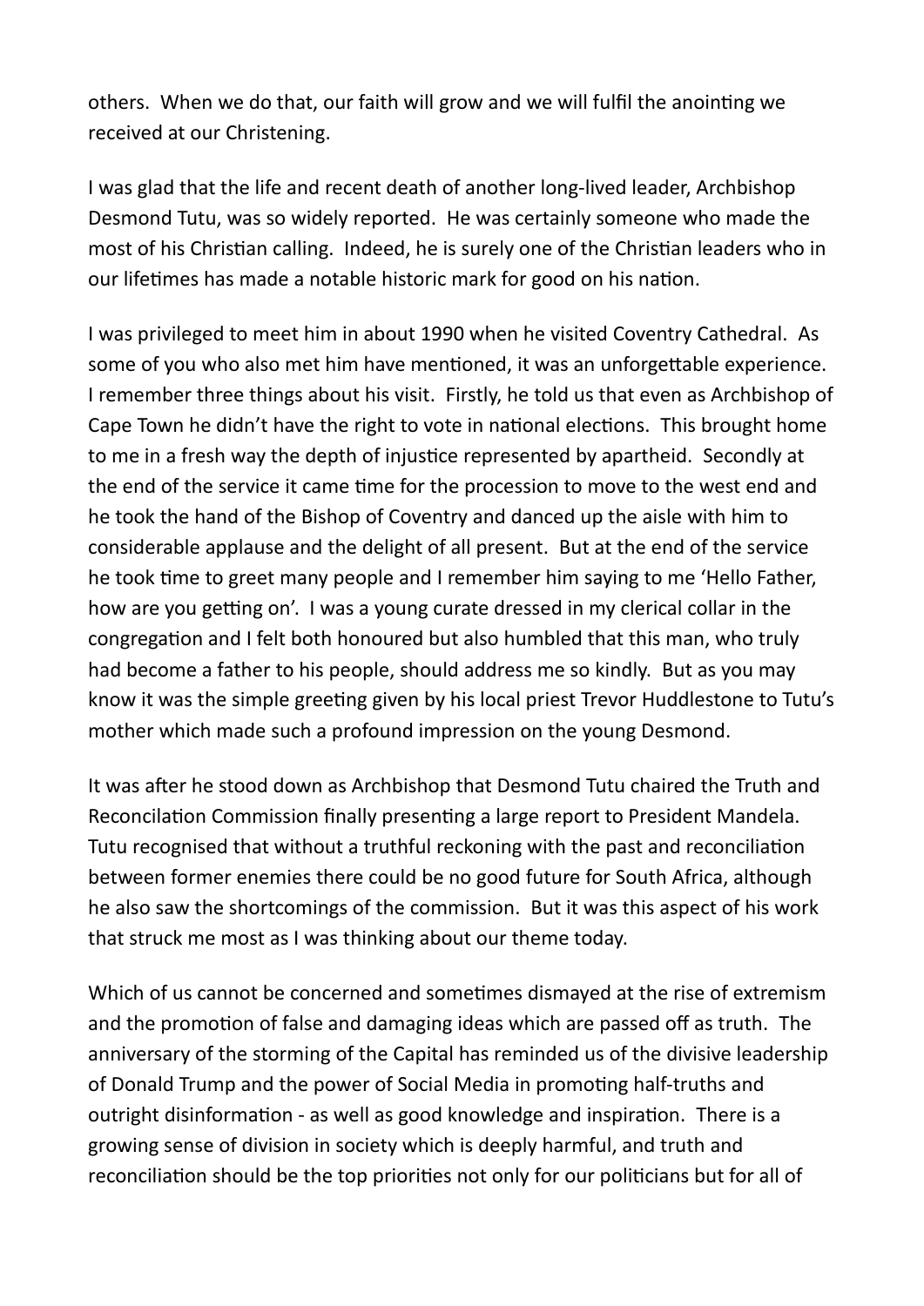others. When we do that, our faith will grow and we will fulfil the anointing we received at our Christening.

I was glad that the life and recent death of another long-lived leader, Archbishop Desmond Tutu, was so widely reported. He was certainly someone who made the most of his Christian calling. Indeed, he is surely one of the Christian leaders who in our lifetimes has made a notable historic mark for good on his nation.

I was privileged to meet him in about 1990 when he visited Coventry Cathedral. As some of you who also met him have mentioned, it was an unforgettable experience. I remember three things about his visit. Firstly, he told us that even as Archbishop of Cape Town he didn't have the right to vote in national elections. This brought home to me in a fresh way the depth of injustice represented by apartheid. Secondly at the end of the service it came time for the procession to move to the west end and he took the hand of the Bishop of Coventry and danced up the aisle with him to considerable applause and the delight of all present. But at the end of the service he took time to greet many people and I remember him saying to me 'Hello Father, how are you getting on'. I was a young curate dressed in my clerical collar in the congregation and I felt both honoured but also humbled that this man, who truly had become a father to his people, should address me so kindly. But as you may know it was the simple greeting given by his local priest Trevor Huddlestone to Tutu's mother which made such a profound impression on the young Desmond.

It was after he stood down as Archbishop that Desmond Tutu chaired the Truth and Reconcilation Commission finally presenting a large report to President Mandela. Tutu recognised that without a truthful reckoning with the past and reconciliation between former enemies there could be no good future for South Africa, although he also saw the shortcomings of the commission. But it was this aspect of his work that struck me most as I was thinking about our theme today.

Which of us cannot be concerned and sometimes dismayed at the rise of extremism and the promotion of false and damaging ideas which are passed off as truth. The anniversary of the storming of the Capital has reminded us of the divisive leadership of Donald Trump and the power of Social Media in promoting half-truths and outright disinformation - as well as good knowledge and inspiration. There is a growing sense of division in society which is deeply harmful, and truth and reconciliation should be the top priorities not only for our politicians but for all of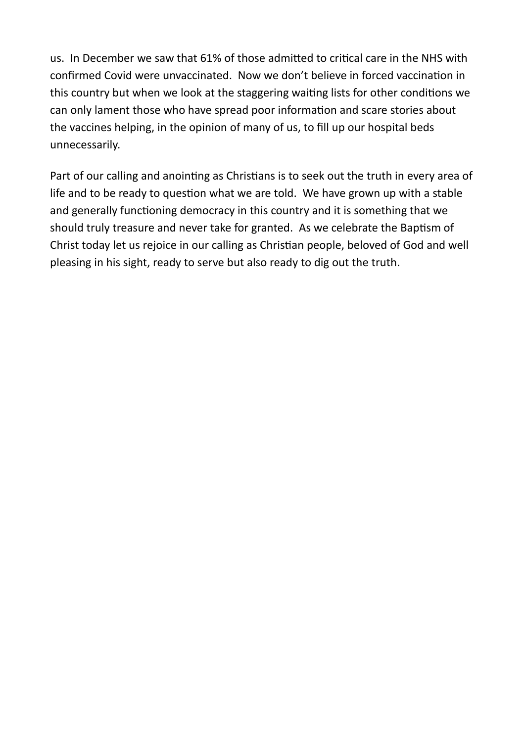us. In December we saw that 61% of those admitted to critical care in the NHS with confirmed Covid were unvaccinated. Now we don't believe in forced vaccination in this country but when we look at the staggering waiting lists for other conditions we can only lament those who have spread poor information and scare stories about the vaccines helping, in the opinion of many of us, to fill up our hospital beds unnecessarily.

Part of our calling and anointing as Christians is to seek out the truth in every area of life and to be ready to question what we are told. We have grown up with a stable and generally functioning democracy in this country and it is something that we should truly treasure and never take for granted. As we celebrate the Baptism of Christ today let us rejoice in our calling as Christian people, beloved of God and well pleasing in his sight, ready to serve but also ready to dig out the truth.